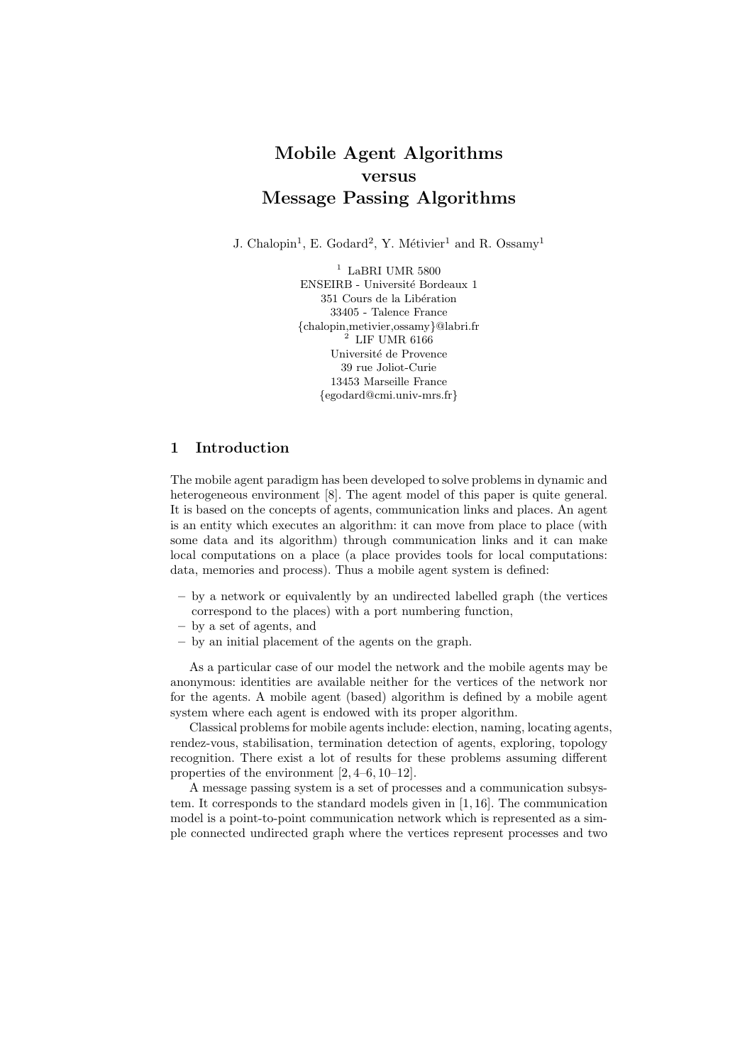# Mobile Agent Algorithms versus Message Passing Algorithms

J. Chalopin[1], E. Godard[2], Y. Métivier[1] and R. Ossamy[1]

[1] LaBRI UMR 5800
ENSEIRB - Université Bordeaux 1
351 Cours de la Libération
33405 - Talence France
{chalopin,metivier,ossamy}@labri.fr

[2] LIF UMR 6166
Université de Provence
39 rue Joliot-Curie
13453 Marseille France
{egodard@cmi.univ-mrs.fr}

## 1 Introduction

The mobile agent paradigm has been developed to solve problems in dynamic and heterogeneous environment [8]. The agent model of this paper is quite general. It is based on the concepts of agents, communication links and places. An agent is an entity which executes an algorithm: it can move from place to place (with some data and its algorithm) through communication links and it can make local computations on a place (a place provides tools for local computations: data, memories and process). Thus a mobile agent system is defined:

– by a network or equivalently by an undirected labelled graph (the vertices correspond to the places) with a port numbering function,
– by a set of agents, and
– by an initial placement of the agents on the graph.

As a particular case of our model the network and the mobile agents may be anonymous: identities are available neither for the vertices of the network nor for the agents. A mobile agent (based) algorithm is defined by a mobile agent system where each agent is endowed with its proper algorithm.

Classical problems for mobile agents include: election, naming, locating agents, rendez-vous, stabilisation, termination detection of agents, exploring, topology recognition. There exist a lot of results for these problems assuming different properties of the environment [2, 4–6, 10–12].

A message passing system is a set of processes and a communication subsystem. It corresponds to the standard models given in [1, 16]. The communication model is a point-to-point communication network which is represented as a simple connected undirected graph where the vertices represent processes and two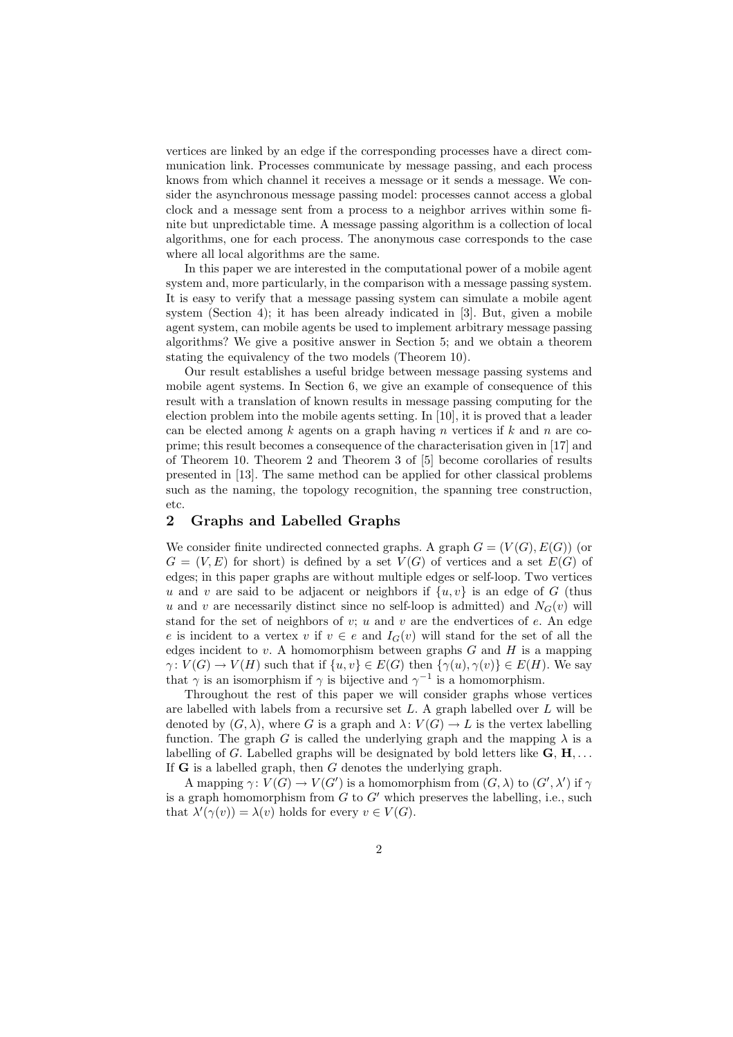vertices are linked by an edge if the corresponding processes have a direct communication link. Processes communicate by message passing, and each process knows from which channel it receives a message or it sends a message. We consider the asynchronous message passing model: processes cannot access a global clock and a message sent from a process to a neighbor arrives within some finite but unpredictable time. A message passing algorithm is a collection of local algorithms, one for each process. The anonymous case corresponds to the case where all local algorithms are the same.

In this paper we are interested in the computational power of a mobile agent system and, more particularly, in the comparison with a message passing system. It is easy to verify that a message passing system can simulate a mobile agent system (Section 4); it has been already indicated in [3]. But, given a mobile agent system, can mobile agents be used to implement arbitrary message passing algorithms? We give a positive answer in Section 5; and we obtain a theorem stating the equivalency of the two models (Theorem 10).

Our result establishes a useful bridge between message passing systems and mobile agent systems. In Section 6, we give an example of consequence of this result with a translation of known results in message passing computing for the election problem into the mobile agents setting. In [10], it is proved that a leader can be elected among $k$ agents on a graph having $n$ vertices if $k$ and $n$ are coprime; this result becomes a consequence of the characterisation given in [17] and of Theorem 10. Theorem 2 and Theorem 3 of [5] become corollaries of results presented in [13]. The same method can be applied for other classical problems such as the naming, the topology recognition, the spanning tree construction, etc.

## 2 Graphs and Labelled Graphs

We consider finite undirected connected graphs. A graph $G = (V(G), E(G))$ (or $G = (V, E)$ for short) is defined by a set $V(G)$ of vertices and a set $E(G)$ of edges; in this paper graphs are without multiple edges or self-loop. Two vertices $u$ and $v$ are said to be adjacent or neighbors if $\{u, v\}$ is an edge of $G$ (thus $u$ and $v$ are necessarily distinct since no self-loop is admitted) and $N_G(v)$ will stand for the set of neighbors of $v$; $u$ and $v$ are the endvertices of $e$. An edge $e$ is incident to a vertex $v$ if $v \in e$ and $I_G(v)$ will stand for the set of all the edges incident to $v$. A homomorphism between graphs $G$ and $H$ is a mapping $\gamma\colon V(G) \to V(H)$ such that if $\{u, v\} \in E(G)$ then $\{\gamma(u), \gamma(v)\} \in E(H)$. We say that $\gamma$ is an isomorphism if $\gamma$ is bijective and $\gamma^{-1}$ is a homomorphism.

Throughout the rest of this paper we will consider graphs whose vertices are labelled with labels from a recursive set $L$. A graph labelled over $L$ will be denoted by $(G, \lambda)$, where $G$ is a graph and $\lambda\colon V(G) \to L$ is the vertex labelling function. The graph $G$ is called the underlying graph and the mapping $\lambda$ is a labelling of $G$. Labelled graphs will be designated by bold letters like $\mathbf{G}, \mathbf{H}, \ldots$ If $\mathbf{G}$ is a labelled graph, then $G$ denotes the underlying graph.

A mapping $\gamma\colon V(G) \to V(G')$ is a homomorphism from $(G, \lambda)$ to $(G', \lambda')$ if $\gamma$ is a graph homomorphism from $G$ to $G'$ which preserves the labelling, i.e., such that $\lambda'(\gamma(v)) = \lambda(v)$ holds for every $v \in V(G)$.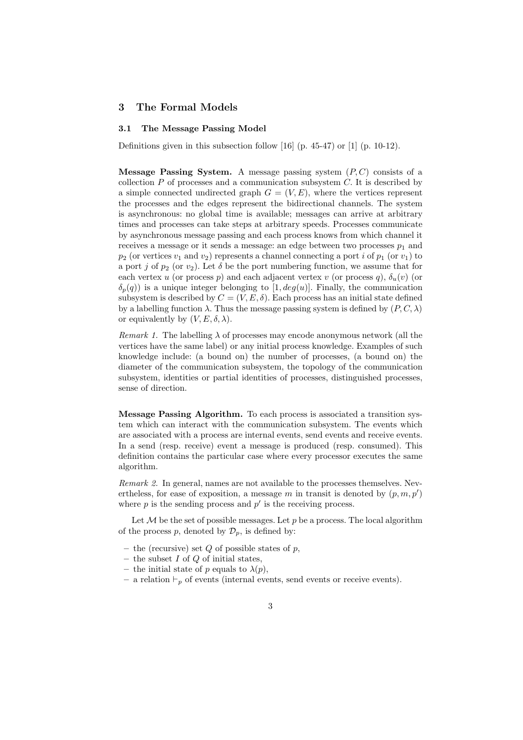## 3 The Formal Models

### 3.1 The Message Passing Model

Definitions given in this subsection follow [16] (p. 45-47) or [1] (p. 10-12).

**Message Passing System.** A message passing system $(P, C)$ consists of a collection $P$ of processes and a communication subsystem $C$. It is described by a simple connected undirected graph $G = (V, E)$, where the vertices represent the processes and the edges represent the bidirectional channels. The system is asynchronous: no global time is available; messages can arrive at arbitrary times and processes can take steps at arbitrary speeds. Processes communicate by asynchronous message passing and each process knows from which channel it receives a message or it sends a message: an edge between two processes $p_1$ and $p_2$ (or vertices $v_1$ and $v_2$) represents a channel connecting a port $i$ of $p_1$ (or $v_1$) to a port $j$ of $p_2$ (or $v_2$). Let $\delta$ be the port numbering function, we assume that for each vertex $u$ (or process $p$) and each adjacent vertex $v$ (or process $q$), $\delta_u(v)$ (or $\delta_p(q)$) is a unique integer belonging to $[1, deg(u)]$. Finally, the communication subsystem is described by $C = (V, E, \delta)$. Each process has an initial state defined by a labelling function $\lambda$. Thus the message passing system is defined by $(P, C, \lambda)$ or equivalently by $(V, E, \delta, \lambda)$.

*Remark 1.* The labelling $\lambda$ of processes may encode anonymous network (all the vertices have the same label) or any initial process knowledge. Examples of such knowledge include: (a bound on) the number of processes, (a bound on) the diameter of the communication subsystem, the topology of the communication subsystem, identities or partial identities of processes, distinguished processes, sense of direction.

**Message Passing Algorithm.** To each process is associated a transition system which can interact with the communication subsystem. The events which are associated with a process are internal events, send events and receive events. In a send (resp. receive) event a message is produced (resp. consumed). This definition contains the particular case where every processor executes the same algorithm.

*Remark 2.* In general, names are not available to the processes themselves. Nevertheless, for ease of exposition, a message $m$ in transit is denoted by $(p, m, p')$ where $p$ is the sending process and $p'$ is the receiving process.

Let $\mathcal{M}$ be the set of possible messages. Let $p$ be a process. The local algorithm of the process $p$, denoted by $\mathcal{D}_p$, is defined by:

- the (recursive) set $Q$ of possible states of $p$,
- the subset $I$ of $Q$ of initial states,
- the initial state of $p$ equals to $\lambda(p)$,
- a relation $\vdash_p$ of events (internal events, send events or receive events).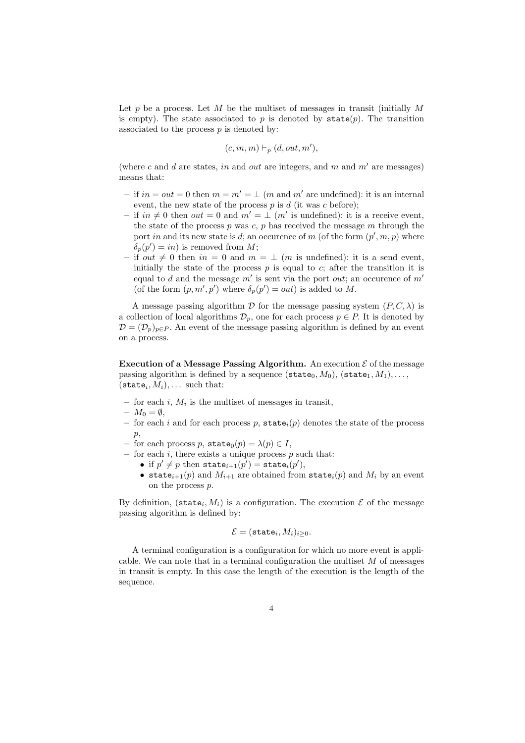Let $p$ be a process. Let $M$ be the multiset of messages in transit (initially $M$ is empty). The state associated to $p$ is denoted by $\texttt{state}(p)$. The transition associated to the process $p$ is denoted by:

$$(c, in, m) \vdash_p (d, out, m'),$$

(where $c$ and $d$ are states, $in$ and $out$ are integers, and $m$ and $m'$ are messages) means that:

- if $in = out = 0$ then $m = m' = \perp$ ($m$ and $m'$ are undefined): it is an internal event, the new state of the process $p$ is $d$ (it was $c$ before);
- if $in \neq 0$ then $out = 0$ and $m' = \perp$ ($m'$ is undefined): it is a receive event, the state of the process $p$ was $c$, $p$ has received the message $m$ through the port $in$ and its new state is $d$; an occurence of $m$ (of the form $(p', m, p)$ where $\delta_p(p') = in$) is removed from $M$;
- if $out \neq 0$ then $in = 0$ and $m = \perp$ ($m$ is undefined): it is a send event, initially the state of the process $p$ is equal to $c$; after the transition it is equal to $d$ and the message $m'$ is sent via the port $out$; an occurence of $m'$ (of the form $(p, m', p')$ where $\delta_p(p') = out$) is added to $M$.

A message passing algorithm $\mathcal{D}$ for the message passing system $(P, C, \lambda)$ is a collection of local algorithms $\mathcal{D}_p$, one for each process $p \in P$. It is denoted by $\mathcal{D} = (\mathcal{D}_p)_{p \in P}$. An event of the message passing algorithm is defined by an event on a process.

**Execution of a Message Passing Algorithm.** An execution $\mathcal{E}$ of the message passing algorithm is defined by a sequence $(\texttt{state}_0, M_0)$, $(\texttt{state}_1, M_1), \ldots,$ $(\texttt{state}_i, M_i), \ldots$ such that:

- for each $i$, $M_i$ is the multiset of messages in transit,
- $M_0 = \emptyset$,
- for each $i$ and for each process $p$, $\texttt{state}_i(p)$ denotes the state of the process $p$,
- for each process $p$, $\texttt{state}_0(p) = \lambda(p) \in I$,
- for each $i$, there exists a unique process $p$ such that:
  - if $p' \neq p$ then $\texttt{state}_{i+1}(p') = \texttt{state}_i(p')$,
  - $\texttt{state}_{i+1}(p)$ and $M_{i+1}$ are obtained from $\texttt{state}_i(p)$ and $M_i$ by an event on the process $p$.

By definition, $(\texttt{state}_i, M_i)$ is a configuration. The execution $\mathcal{E}$ of the message passing algorithm is defined by:

$$\mathcal{E} = (\texttt{state}_i, M_i)_{i \geq 0}.$$

A terminal configuration is a configuration for which no more event is applicable. We can note that in a terminal configuration the multiset $M$ of messages in transit is empty. In this case the length of the execution is the length of the sequence.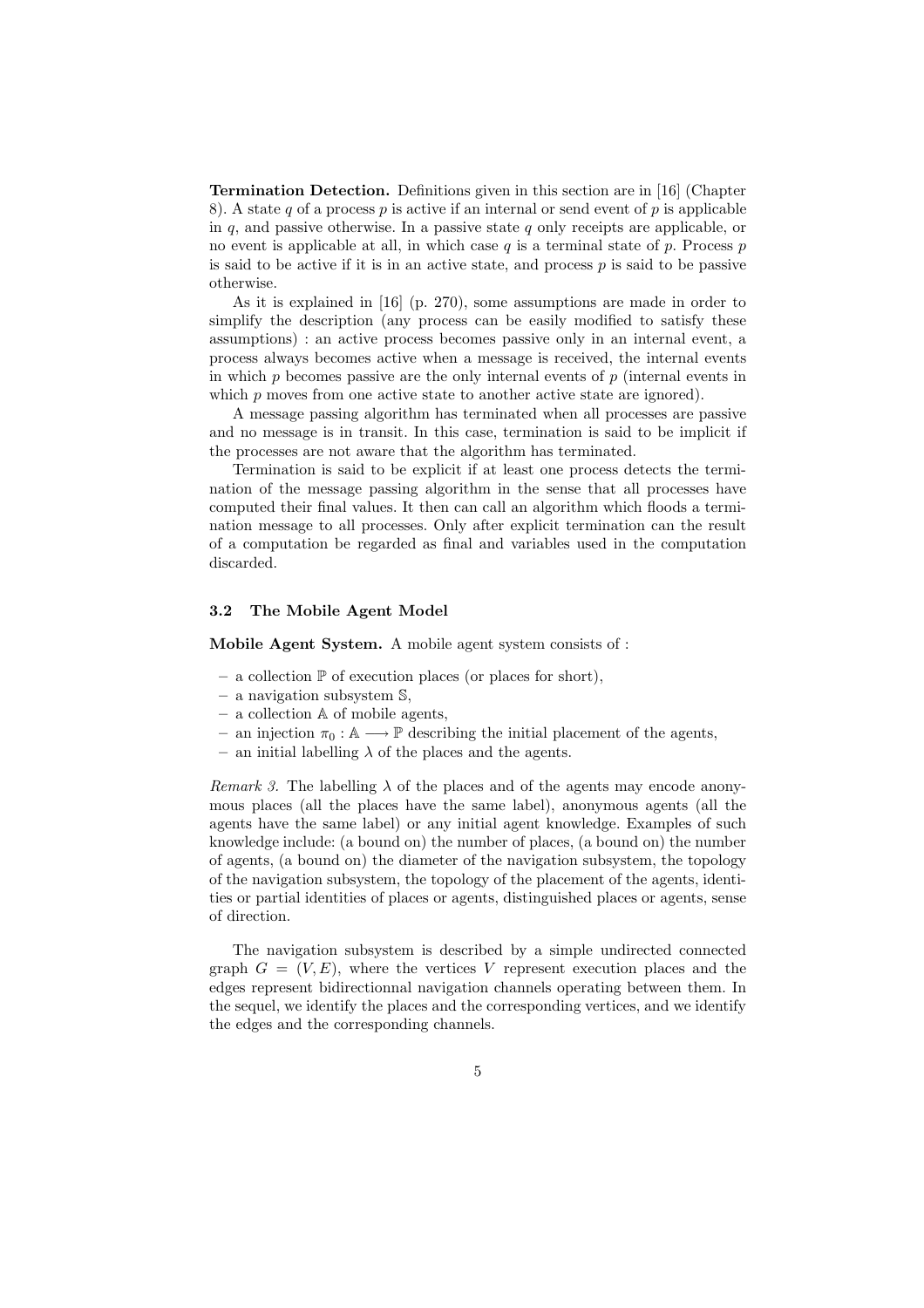**Termination Detection.** Definitions given in this section are in [16] (Chapter 8). A state $q$ of a process $p$ is active if an internal or send event of $p$ is applicable in $q$, and passive otherwise. In a passive state $q$ only receipts are applicable, or no event is applicable at all, in which case $q$ is a terminal state of $p$. Process $p$ is said to be active if it is in an active state, and process $p$ is said to be passive otherwise.

As it is explained in [16] (p. 270), some assumptions are made in order to simplify the description (any process can be easily modified to satisfy these assumptions) : an active process becomes passive only in an internal event, a process always becomes active when a message is received, the internal events in which $p$ becomes passive are the only internal events of $p$ (internal events in which $p$ moves from one active state to another active state are ignored).

A message passing algorithm has terminated when all processes are passive and no message is in transit. In this case, termination is said to be implicit if the processes are not aware that the algorithm has terminated.

Termination is said to be explicit if at least one process detects the termination of the message passing algorithm in the sense that all processes have computed their final values. It then can call an algorithm which floods a termination message to all processes. Only after explicit termination can the result of a computation be regarded as final and variables used in the computation discarded.

### 3.2 The Mobile Agent Model

**Mobile Agent System.** A mobile agent system consists of :

- a collection $\mathbb{P}$ of execution places (or places for short),
- a navigation subsystem $\mathbb{S}$,
- a collection $\mathbb{A}$ of mobile agents,
- an injection $\pi_0 : \mathbb{A} \longrightarrow \mathbb{P}$ describing the initial placement of the agents,
- an initial labelling $\lambda$ of the places and the agents.

*Remark 3.* The labelling $\lambda$ of the places and of the agents may encode anonymous places (all the places have the same label), anonymous agents (all the agents have the same label) or any initial agent knowledge. Examples of such knowledge include: (a bound on) the number of places, (a bound on) the number of agents, (a bound on) the diameter of the navigation subsystem, the topology of the navigation subsystem, the topology of the placement of the agents, identities or partial identities of places or agents, distinguished places or agents, sense of direction.

The navigation subsystem is described by a simple undirected connected graph $G = (V, E)$, where the vertices $V$ represent execution places and the edges represent bidirectionnal navigation channels operating between them. In the sequel, we identify the places and the corresponding vertices, and we identify the edges and the corresponding channels.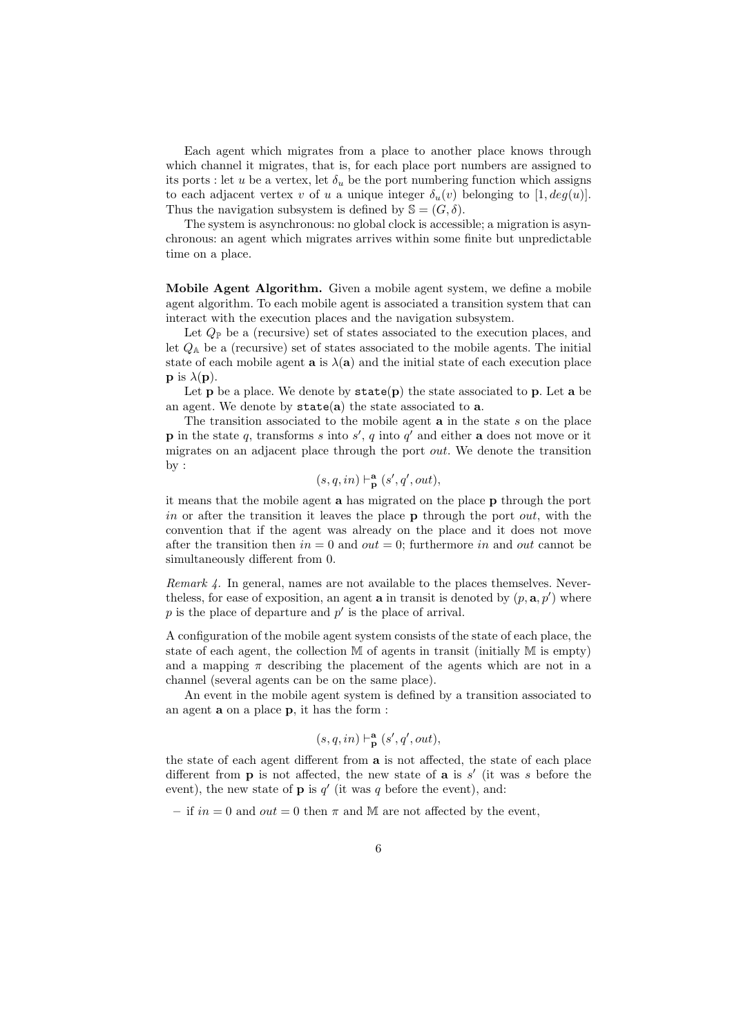Each agent which migrates from a place to another place knows through which channel it migrates, that is, for each place port numbers are assigned to its ports : let $u$ be a vertex, let $\delta_u$ be the port numbering function which assigns to each adjacent vertex $v$ of $u$ a unique integer $\delta_u(v)$ belonging to $[1, deg(u)]$. Thus the navigation subsystem is defined by $\mathbb{S} = (G, \delta)$.

The system is asynchronous: no global clock is accessible; a migration is asynchronous: an agent which migrates arrives within some finite but unpredictable time on a place.

**Mobile Agent Algorithm.** Given a mobile agent system, we define a mobile agent algorithm. To each mobile agent is associated a transition system that can interact with the execution places and the navigation subsystem.

Let $Q_{\mathbb{P}}$ be a (recursive) set of states associated to the execution places, and let $Q_{\mathbb{A}}$ be a (recursive) set of states associated to the mobile agents. The initial state of each mobile agent $\mathbf{a}$ is $\lambda(\mathbf{a})$ and the initial state of each execution place $\mathbf{p}$ is $\lambda(\mathbf{p})$.

Let $\mathbf{p}$ be a place. We denote by $\mathtt{state}(\mathbf{p})$ the state associated to $\mathbf{p}$. Let $\mathbf{a}$ be an agent. We denote by $\mathtt{state}(\mathbf{a})$ the state associated to $\mathbf{a}$.

The transition associated to the mobile agent $\mathbf{a}$ in the state $s$ on the place $\mathbf{p}$ in the state $q$, transforms $s$ into $s'$, $q$ into $q'$ and either $\mathbf{a}$ does not move or it migrates on an adjacent place through the port $out$. We denote the transition by :

$$(s, q, in) \vdash_{\mathbf{p}}^{\mathbf{a}} (s', q', out),$$

it means that the mobile agent $\mathbf{a}$ has migrated on the place $\mathbf{p}$ through the port $in$ or after the transition it leaves the place $\mathbf{p}$ through the port $out$, with the convention that if the agent was already on the place and it does not move after the transition then $in = 0$ and $out = 0$; furthermore $in$ and $out$ cannot be simultaneously different from 0.

*Remark 4.* In general, names are not available to the places themselves. Nevertheless, for ease of exposition, an agent $\mathbf{a}$ in transit is denoted by $(p, \mathbf{a}, p')$ where $p$ is the place of departure and $p'$ is the place of arrival.

A configuration of the mobile agent system consists of the state of each place, the state of each agent, the collection $\mathbb{M}$ of agents in transit (initially $\mathbb{M}$ is empty) and a mapping $\pi$ describing the placement of the agents which are not in a channel (several agents can be on the same place).

An event in the mobile agent system is defined by a transition associated to an agent $\mathbf{a}$ on a place $\mathbf{p}$, it has the form :

$$(s, q, in) \vdash_{\mathbf{p}}^{\mathbf{a}} (s', q', out),$$

the state of each agent different from $\mathbf{a}$ is not affected, the state of each place different from $\mathbf{p}$ is not affected, the new state of $\mathbf{a}$ is $s'$ (it was $s$ before the event), the new state of $\mathbf{p}$ is $q'$ (it was $q$ before the event), and:

– if $in = 0$ and $out = 0$ then $\pi$ and $\mathbb{M}$ are not affected by the event,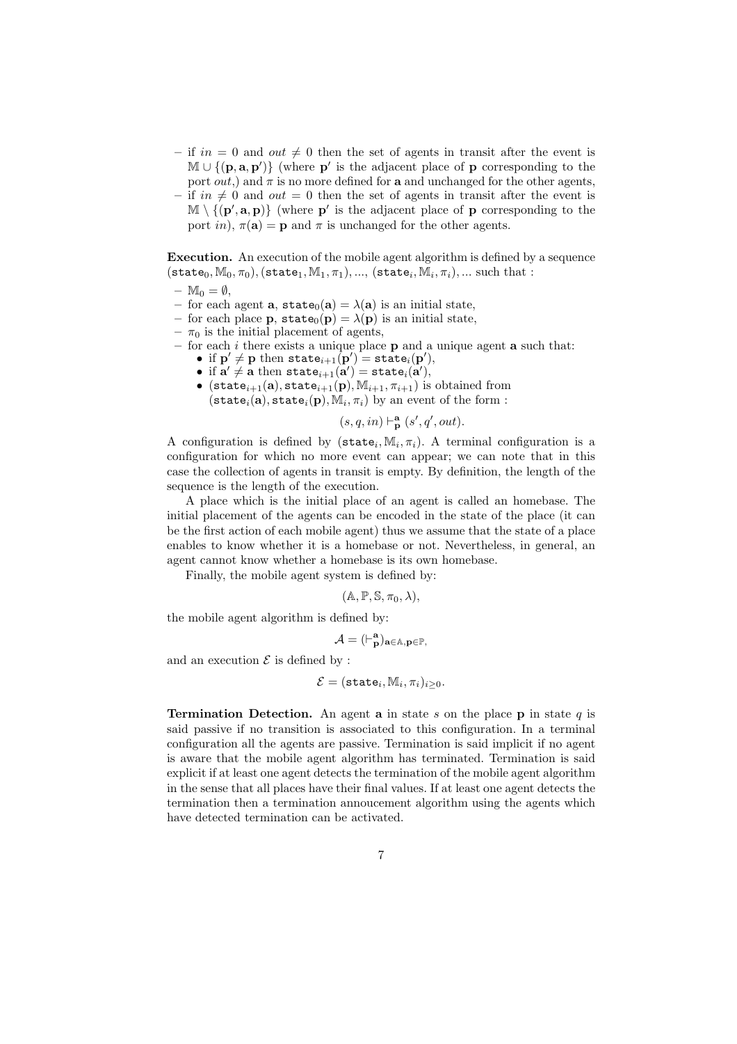- if $in = 0$ and $out \neq 0$ then the set of agents in transit after the event is $\mathbb{M} \cup \{(\mathbf{p}, \mathbf{a}, \mathbf{p}')\}$ (where $\mathbf{p}'$ is the adjacent place of $\mathbf{p}$ corresponding to the port $out$,) and $\pi$ is no more defined for $\mathbf{a}$ and unchanged for the other agents,
- if $in \neq 0$ and $out = 0$ then the set of agents in transit after the event is $\mathbb{M} \setminus \{(\mathbf{p}', \mathbf{a}, \mathbf{p})\}$ (where $\mathbf{p}'$ is the adjacent place of $\mathbf{p}$ corresponding to the port $in$), $\pi(\mathbf{a}) = \mathbf{p}$ and $\pi$ is unchanged for the other agents.

**Execution.** An execution of the mobile agent algorithm is defined by a sequence $(\mathtt{state}_0, \mathbb{M}_0, \pi_0), (\mathtt{state}_1, \mathbb{M}_1, \pi_1), ..., (\mathtt{state}_i, \mathbb{M}_i, \pi_i), ...$ such that :

- $\mathbb{M}_0 = \emptyset$,
- for each agent $\mathbf{a}$, $\mathtt{state}_0(\mathbf{a}) = \lambda(\mathbf{a})$ is an initial state,
- for each place $\mathbf{p}$, $\mathtt{state}_0(\mathbf{p}) = \lambda(\mathbf{p})$ is an initial state,
- $\pi_0$ is the initial placement of agents,
- for each $i$ there exists a unique place $\mathbf{p}$ and a unique agent $\mathbf{a}$ such that:
  - if $\mathbf{p}' \neq \mathbf{p}$ then $\mathtt{state}_{i+1}(\mathbf{p}') = \mathtt{state}_i(\mathbf{p}')$,
  - if $\mathbf{a}' \neq \mathbf{a}$ then $\mathtt{state}_{i+1}(\mathbf{a}') = \mathtt{state}_i(\mathbf{a}')$,
  - $(\mathtt{state}_{i+1}(\mathbf{a}), \mathtt{state}_{i+1}(\mathbf{p}), \mathbb{M}_{i+1}, \pi_{i+1})$ is obtained from $(\mathtt{state}_i(\mathbf{a}), \mathtt{state}_i(\mathbf{p}), \mathbb{M}_i, \pi_i)$ by an event of the form :

$$(s, q, in) \vdash^{\mathbf{a}}_{\mathbf{p}} (s', q', out).$$

A configuration is defined by $(\mathtt{state}_i, \mathbb{M}_i, \pi_i)$. A terminal configuration is a configuration for which no more event can appear; we can note that in this case the collection of agents in transit is empty. By definition, the length of the sequence is the length of the execution.

A place which is the initial place of an agent is called an homebase. The initial placement of the agents can be encoded in the state of the place (it can be the first action of each mobile agent) thus we assume that the state of a place enables to know whether it is a homebase or not. Nevertheless, in general, an agent cannot know whether a homebase is its own homebase.

Finally, the mobile agent system is defined by:

$$(\mathbb{A}, \mathbb{P}, \mathbb{S}, \pi_0, \lambda),$$

the mobile agent algorithm is defined by:

$$\mathcal{A} = (\vdash^{\mathbf{a}}_{\mathbf{p}})_{\mathbf{a} \in \mathbb{A}, \mathbf{p} \in \mathbb{P}},$$

and an execution $\mathcal{E}$ is defined by :

$$\mathcal{E} = (\mathtt{state}_i, \mathbb{M}_i, \pi_i)_{i \geq 0}.$$

**Termination Detection.** An agent $\mathbf{a}$ in state $s$ on the place $\mathbf{p}$ in state $q$ is said passive if no transition is associated to this configuration. In a terminal configuration all the agents are passive. Termination is said implicit if no agent is aware that the mobile agent algorithm has terminated. Termination is said explicit if at least one agent detects the termination of the mobile agent algorithm in the sense that all places have their final values. If at least one agent detects the termination then a termination annoucement algorithm using the agents which have detected termination can be activated.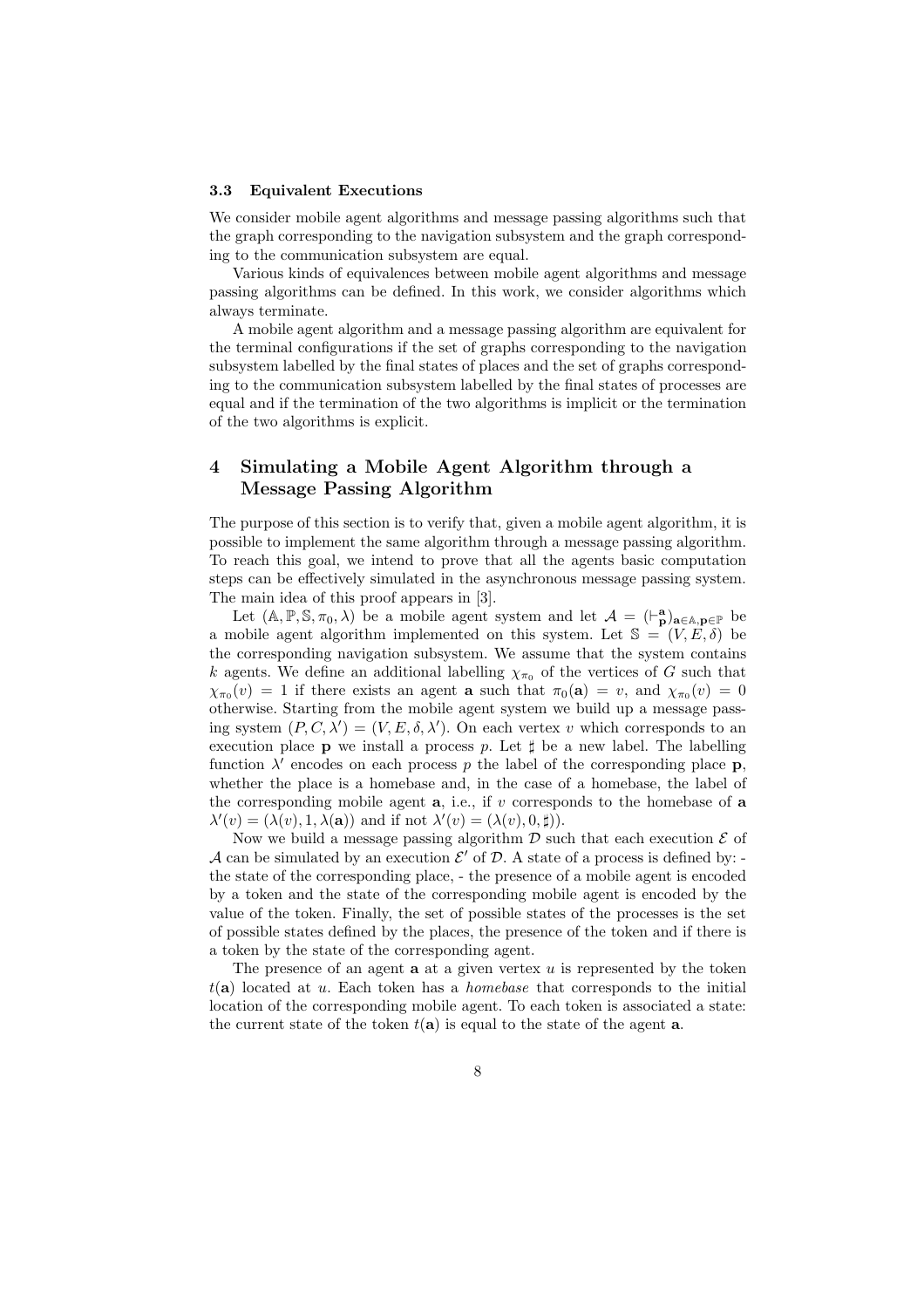### 3.3 Equivalent Executions

We consider mobile agent algorithms and message passing algorithms such that the graph corresponding to the navigation subsystem and the graph corresponding to the communication subsystem are equal.

Various kinds of equivalences between mobile agent algorithms and message passing algorithms can be defined. In this work, we consider algorithms which always terminate.

A mobile agent algorithm and a message passing algorithm are equivalent for the terminal configurations if the set of graphs corresponding to the navigation subsystem labelled by the final states of places and the set of graphs corresponding to the communication subsystem labelled by the final states of processes are equal and if the termination of the two algorithms is implicit or the termination of the two algorithms is explicit.

## 4 Simulating a Mobile Agent Algorithm through a Message Passing Algorithm

The purpose of this section is to verify that, given a mobile agent algorithm, it is possible to implement the same algorithm through a message passing algorithm. To reach this goal, we intend to prove that all the agents basic computation steps can be effectively simulated in the asynchronous message passing system. The main idea of this proof appears in [3].

Let $(\mathbb{A}, \mathbb{P}, \mathbb{S}, \pi_0, \lambda)$ be a mobile agent system and let $\mathcal{A} = (\vdash^{\mathbf{a}}_{\mathbf{p}})_{\mathbf{a}\in\mathbb{A},\mathbf{p}\in\mathbb{P}}$ be a mobile agent algorithm implemented on this system. Let $\mathbb{S} = (V, E, \delta)$ be the corresponding navigation subsystem. We assume that the system contains $k$ agents. We define an additional labelling $\chi_{\pi_0}$ of the vertices of $G$ such that $\chi_{\pi_0}(v) = 1$ if there exists an agent $\mathbf{a}$ such that $\pi_0(\mathbf{a}) = v$, and $\chi_{\pi_0}(v) = 0$ otherwise. Starting from the mobile agent system we build up a message passing system $(P, C, \lambda') = (V, E, \delta, \lambda')$. On each vertex $v$ which corresponds to an execution place $\mathbf{p}$ we install a process $p$. Let $\sharp$ be a new label. The labelling function $\lambda'$ encodes on each process $p$ the label of the corresponding place $\mathbf{p}$, whether the place is a homebase and, in the case of a homebase, the label of the corresponding mobile agent $\mathbf{a}$, i.e., if $v$ corresponds to the homebase of $\mathbf{a}$ $\lambda'(v) = (\lambda(v), 1, \lambda(\mathbf{a}))$ and if not $\lambda'(v) = (\lambda(v), 0, \sharp)$).

Now we build a message passing algorithm $\mathcal{D}$ such that each execution $\mathcal{E}$ of $\mathcal{A}$ can be simulated by an execution $\mathcal{E}'$ of $\mathcal{D}$. A state of a process is defined by: - the state of the corresponding place, - the presence of a mobile agent is encoded by a token and the state of the corresponding mobile agent is encoded by the value of the token. Finally, the set of possible states of the processes is the set of possible states defined by the places, the presence of the token and if there is a token by the state of the corresponding agent.

The presence of an agent $\mathbf{a}$ at a given vertex $u$ is represented by the token $t(\mathbf{a})$ located at $u$. Each token has a *homebase* that corresponds to the initial location of the corresponding mobile agent. To each token is associated a state: the current state of the token $t(\mathbf{a})$ is equal to the state of the agent $\mathbf{a}$.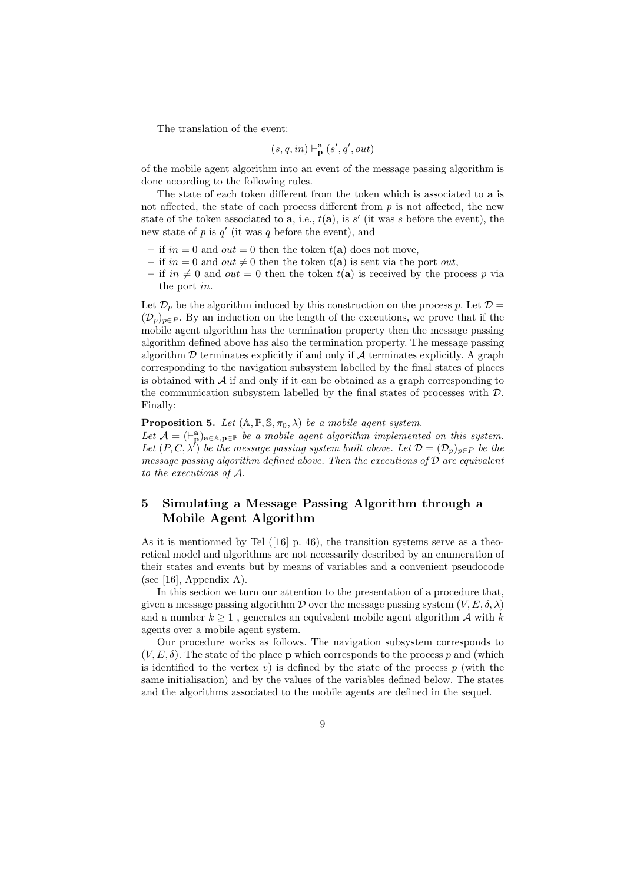The translation of the event:

$$(s, q, in) \vdash_{\mathbf{p}}^{\mathbf{a}} (s', q', out)$$

of the mobile agent algorithm into an event of the message passing algorithm is done according to the following rules.

The state of each token different from the token which is associated to $\mathbf{a}$ is not affected, the state of each process different from $p$ is not affected, the new state of the token associated to $\mathbf{a}$, i.e., $t(\mathbf{a})$, is $s'$ (it was $s$ before the event), the new state of $p$ is $q'$ (it was $q$ before the event), and

- if $in = 0$ and $out = 0$ then the token $t(\mathbf{a})$ does not move,
- if $in = 0$ and $out \neq 0$ then the token $t(\mathbf{a})$ is sent via the port $out$,
- if $in \neq 0$ and $out = 0$ then the token $t(\mathbf{a})$ is received by the process $p$ via the port $in$.

Let $\mathcal{D}_p$ be the algorithm induced by this construction on the process $p$. Let $\mathcal{D} = (\mathcal{D}_p)_{p \in P}$. By an induction on the length of the executions, we prove that if the mobile agent algorithm has the termination property then the message passing algorithm defined above has also the termination property. The message passing algorithm $\mathcal{D}$ terminates explicitly if and only if $\mathcal{A}$ terminates explicitly. A graph corresponding to the navigation subsystem labelled by the final states of places is obtained with $\mathcal{A}$ if and only if it can be obtained as a graph corresponding to the communication subsystem labelled by the final states of processes with $\mathcal{D}$. Finally:

**Proposition 5.** *Let $(\mathbb{A}, \mathbb{P}, \mathbb{S}, \pi_0, \lambda)$ be a mobile agent system. Let $\mathcal{A} = (\vdash_{\mathbf{p}}^{\mathbf{a}})_{\mathbf{a} \in \mathbb{A}, \mathbf{p} \in \mathbb{P}}$ be a mobile agent algorithm implemented on this system. Let $(P, C, \lambda)$ be the message passing system built above. Let $\mathcal{D} = (\mathcal{D}_p)_{p \in P}$ be the message passing algorithm defined above. Then the executions of $\mathcal{D}$ are equivalent to the executions of $\mathcal{A}$.*

## 5 Simulating a Message Passing Algorithm through a Mobile Agent Algorithm

As it is mentionned by Tel ([16] p. 46), the transition systems serve as a theoretical model and algorithms are not necessarily described by an enumeration of their states and events but by means of variables and a convenient pseudocode (see [16], Appendix A).

In this section we turn our attention to the presentation of a procedure that, given a message passing algorithm $\mathcal{D}$ over the message passing system $(V, E, \delta, \lambda)$ and a number $k \geq 1$ , generates an equivalent mobile agent algorithm $\mathcal{A}$ with $k$ agents over a mobile agent system.

Our procedure works as follows. The navigation subsystem corresponds to $(V, E, \delta)$. The state of the place $\mathbf{p}$ which corresponds to the process $p$ and (which is identified to the vertex $v$) is defined by the state of the process $p$ (with the same initialisation) and by the values of the variables defined below. The states and the algorithms associated to the mobile agents are defined in the sequel.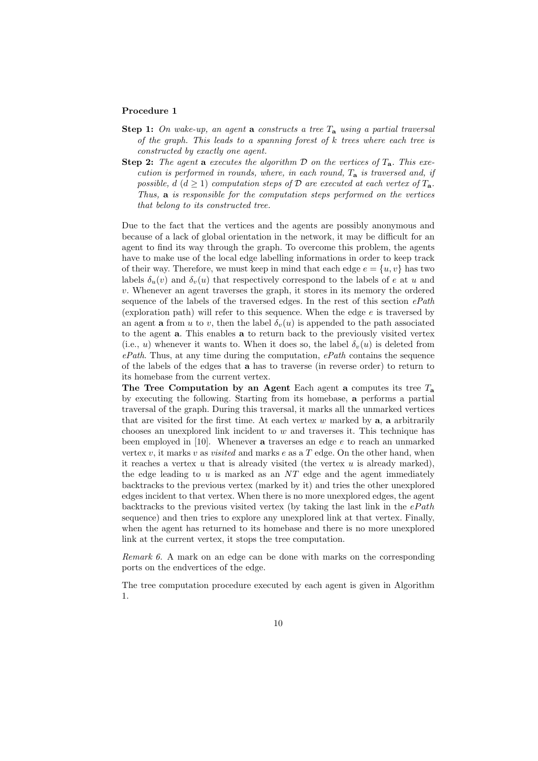**Procedure 1**

**Step 1:** *On wake-up, an agent* **a** *constructs a tree* $T_{\mathbf{a}}$ *using a partial traversal of the graph. This leads to a spanning forest of* $k$ *trees where each tree is constructed by exactly one agent.*

**Step 2:** *The agent* **a** *executes the algorithm* $\mathcal{D}$ *on the vertices of* $T_{\mathbf{a}}$*. This execution is performed in rounds, where, in each round,* $T_{\mathbf{a}}$ *is traversed and, if possible,* $d$ ($d \geq 1$) *computation steps of* $\mathcal{D}$ *are executed at each vertex of* $T_{\mathbf{a}}$*. Thus,* **a** *is responsible for the computation steps performed on the vertices that belong to its constructed tree.*

Due to the fact that the vertices and the agents are possibly anonymous and because of a lack of global orientation in the network, it may be difficult for an agent to find its way through the graph. To overcome this problem, the agents have to make use of the local edge labelling informations in order to keep track of their way. Therefore, we must keep in mind that each edge $e = \{u, v\}$ has two labels $\delta_u(v)$ and $\delta_v(u)$ that respectively correspond to the labels of $e$ at $u$ and $v$. Whenever an agent traverses the graph, it stores in its memory the ordered sequence of the labels of the traversed edges. In the rest of this section *ePath* (exploration path) will refer to this sequence. When the edge $e$ is traversed by an agent **a** from $u$ to $v$, then the label $\delta_v(u)$ is appended to the path associated to the agent **a**. This enables **a** to return back to the previously visited vertex (i.e., $u$) whenever it wants to. When it does so, the label $\delta_v(u)$ is deleted from *ePath*. Thus, at any time during the computation, *ePath* contains the sequence of the labels of the edges that **a** has to traverse (in reverse order) to return to its homebase from the current vertex.

**The Tree Computation by an Agent** Each agent **a** computes its tree $T_{\mathbf{a}}$ by executing the following. Starting from its homebase, **a** performs a partial traversal of the graph. During this traversal, it marks all the unmarked vertices that are visited for the first time. At each vertex $w$ marked by **a**, **a** arbitrarily chooses an unexplored link incident to $w$ and traverses it. This technique has been employed in [10]. Whenever **a** traverses an edge $e$ to reach an unmarked vertex $v$, it marks $v$ as *visited* and marks $e$ as a $T$ edge. On the other hand, when it reaches a vertex $u$ that is already visited (the vertex $u$ is already marked), the edge leading to $u$ is marked as an $NT$ edge and the agent immediately backtracks to the previous vertex (marked by it) and tries the other unexplored edges incident to that vertex. When there is no more unexplored edges, the agent backtracks to the previous visited vertex (by taking the last link in the *ePath* sequence) and then tries to explore any unexplored link at that vertex. Finally, when the agent has returned to its homebase and there is no more unexplored link at the current vertex, it stops the tree computation.

*Remark 6.* A mark on an edge can be done with marks on the corresponding ports on the endvertices of the edge.

The tree computation procedure executed by each agent is given in Algorithm 1.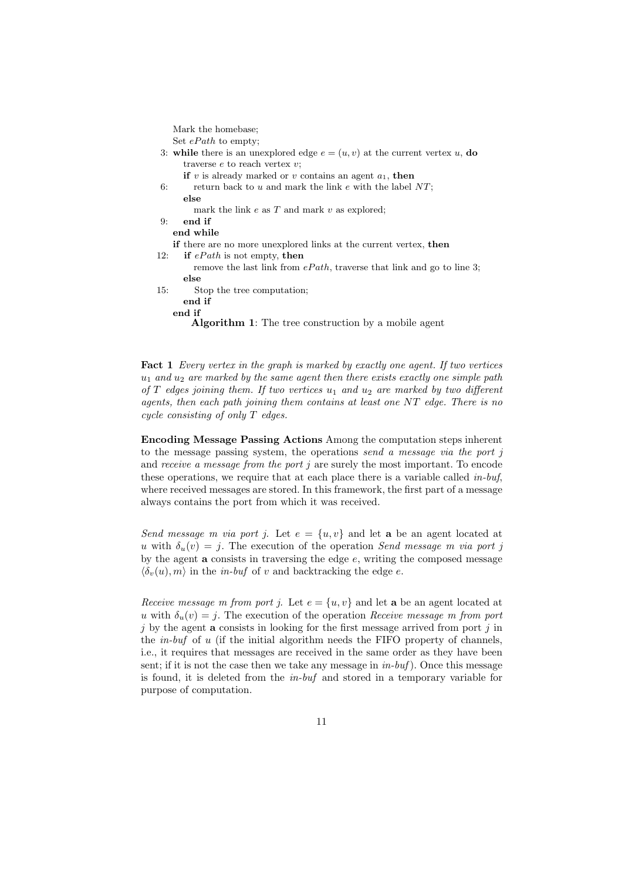```
    Mark the homebase;
    Set ePath to empty;
 3: while there is an unexplored edge e = (u, v) at the current vertex u, do
      traverse e to reach vertex v;
      if v is already marked or v contains an agent a1, then
 6:     return back to u and mark the link e with the label NT;
      else
        mark the link e as T and mark v as explored;
 9:   end if
    end while
    if there are no more unexplored links at the current vertex, then
12:   if ePath is not empty, then
        remove the last link from ePath, traverse that link and go to line 3;
      else
15:     Stop the tree computation;
      end if
    end if
```

**Algorithm 1**: The tree construction by a mobile agent

**Fact 1** *Every vertex in the graph is marked by exactly one agent. If two vertices $u_1$ and $u_2$ are marked by the same agent then there exists exactly one simple path of $T$ edges joining them. If two vertices $u_1$ and $u_2$ are marked by two different agents, then each path joining them contains at least one $NT$ edge. There is no cycle consisting of only $T$ edges.*

**Encoding Message Passing Actions** Among the computation steps inherent to the message passing system, the operations *send a message via the port j* and *receive a message from the port j* are surely the most important. To encode these operations, we require that at each place there is a variable called *in-buf*, where received messages are stored. In this framework, the first part of a message always contains the port from which it was received.

*Send message m via port j.* Let $e = \{u, v\}$ and let $\mathbf{a}$ be an agent located at $u$ with $\delta_u(v) = j$. The execution of the operation *Send message m via port j* by the agent $\mathbf{a}$ consists in traversing the edge $e$, writing the composed message $\langle \delta_v(u), m \rangle$ in the *in-buf* of $v$ and backtracking the edge $e$.

*Receive message m from port j.* Let $e = \{u, v\}$ and let $\mathbf{a}$ be an agent located at $u$ with $\delta_u(v) = j$. The execution of the operation *Receive message m from port j* by the agent $\mathbf{a}$ consists in looking for the first message arrived from port $j$ in the *in-buf* of $u$ (if the initial algorithm needs the FIFO property of channels, i.e., it requires that messages are received in the same order as they have been sent; if it is not the case then we take any message in *in-buf*). Once this message is found, it is deleted from the *in-buf* and stored in a temporary variable for purpose of computation.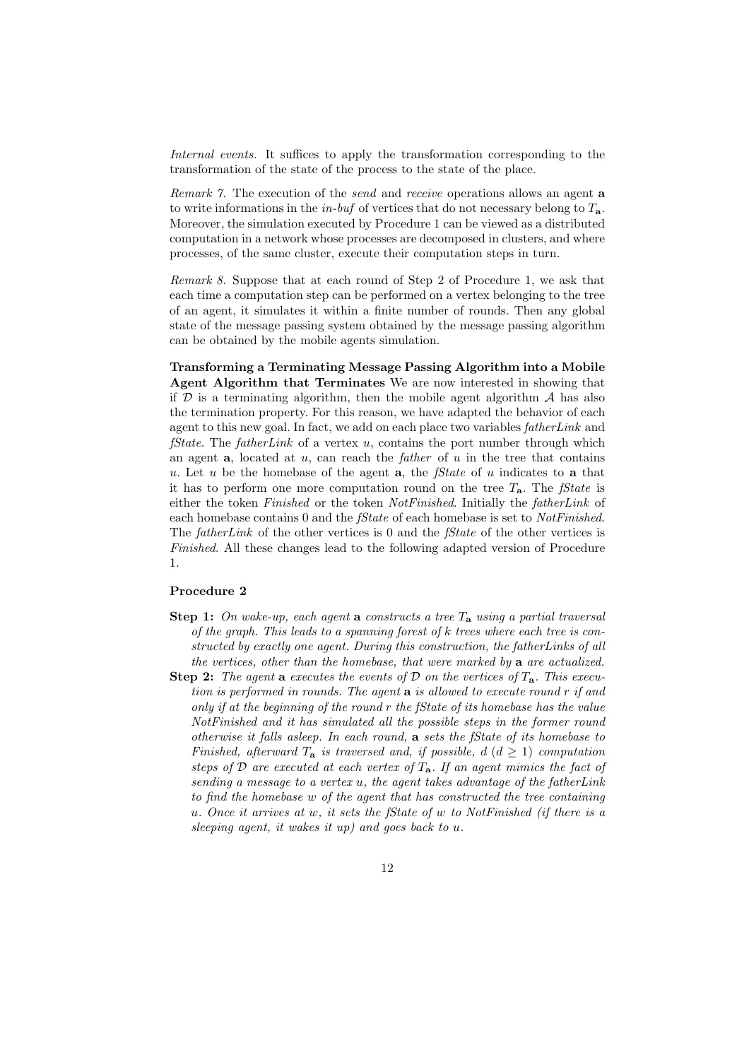*Internal events.* It suffices to apply the transformation corresponding to the transformation of the state of the process to the state of the place.

*Remark 7.* The execution of the *send* and *receive* operations allows an agent **a** to write informations in the *in-buf* of vertices that do not necessary belong to $T_{\mathbf{a}}$. Moreover, the simulation executed by Procedure 1 can be viewed as a distributed computation in a network whose processes are decomposed in clusters, and where processes, of the same cluster, execute their computation steps in turn.

*Remark 8.* Suppose that at each round of Step 2 of Procedure 1, we ask that each time a computation step can be performed on a vertex belonging to the tree of an agent, it simulates it within a finite number of rounds. Then any global state of the message passing system obtained by the message passing algorithm can be obtained by the mobile agents simulation.

**Transforming a Terminating Message Passing Algorithm into a Mobile Agent Algorithm that Terminates** We are now interested in showing that if $\mathcal{D}$ is a terminating algorithm, then the mobile agent algorithm $\mathcal{A}$ has also the termination property. For this reason, we have adapted the behavior of each agent to this new goal. In fact, we add on each place two variables *fatherLink* and *fState*. The *fatherLink* of a vertex $u$, contains the port number through which an agent **a**, located at $u$, can reach the *father* of $u$ in the tree that contains $u$. Let $u$ be the homebase of the agent **a**, the *fState* of $u$ indicates to **a** that it has to perform one more computation round on the tree $T_{\mathbf{a}}$. The *fState* is either the token *Finished* or the token *NotFinished*. Initially the *fatherLink* of each homebase contains 0 and the *fState* of each homebase is set to *NotFinished*. The *fatherLink* of the other vertices is 0 and the *fState* of the other vertices is *Finished*. All these changes lead to the following adapted version of Procedure 1.

**Procedure 2**

- **Step 1:** *On wake-up, each agent* **a** *constructs a tree* $T_{\mathbf{a}}$ *using a partial traversal of the graph. This leads to a spanning forest of k trees where each tree is constructed by exactly one agent. During this construction, the fatherLinks of all the vertices, other than the homebase, that were marked by* **a** *are actualized.*
- **Step 2:** *The agent* **a** *executes the events of* $\mathcal{D}$ *on the vertices of* $T_{\mathbf{a}}$*. This execution is performed in rounds. The agent* **a** *is allowed to execute round r if and only if at the beginning of the round r the fState of its homebase has the value NotFinished and it has simulated all the possible steps in the former round otherwise it falls asleep. In each round,* **a** *sets the fState of its homebase to Finished, afterward* $T_{\mathbf{a}}$ *is traversed and, if possible, d* ($d \geq 1$) *computation steps of* $\mathcal{D}$ *are executed at each vertex of* $T_{\mathbf{a}}$*. If an agent mimics the fact of sending a message to a vertex u, the agent takes advantage of the fatherLink to find the homebase w of the agent that has constructed the tree containing u. Once it arrives at w, it sets the fState of w to NotFinished (if there is a sleeping agent, it wakes it up) and goes back to u.*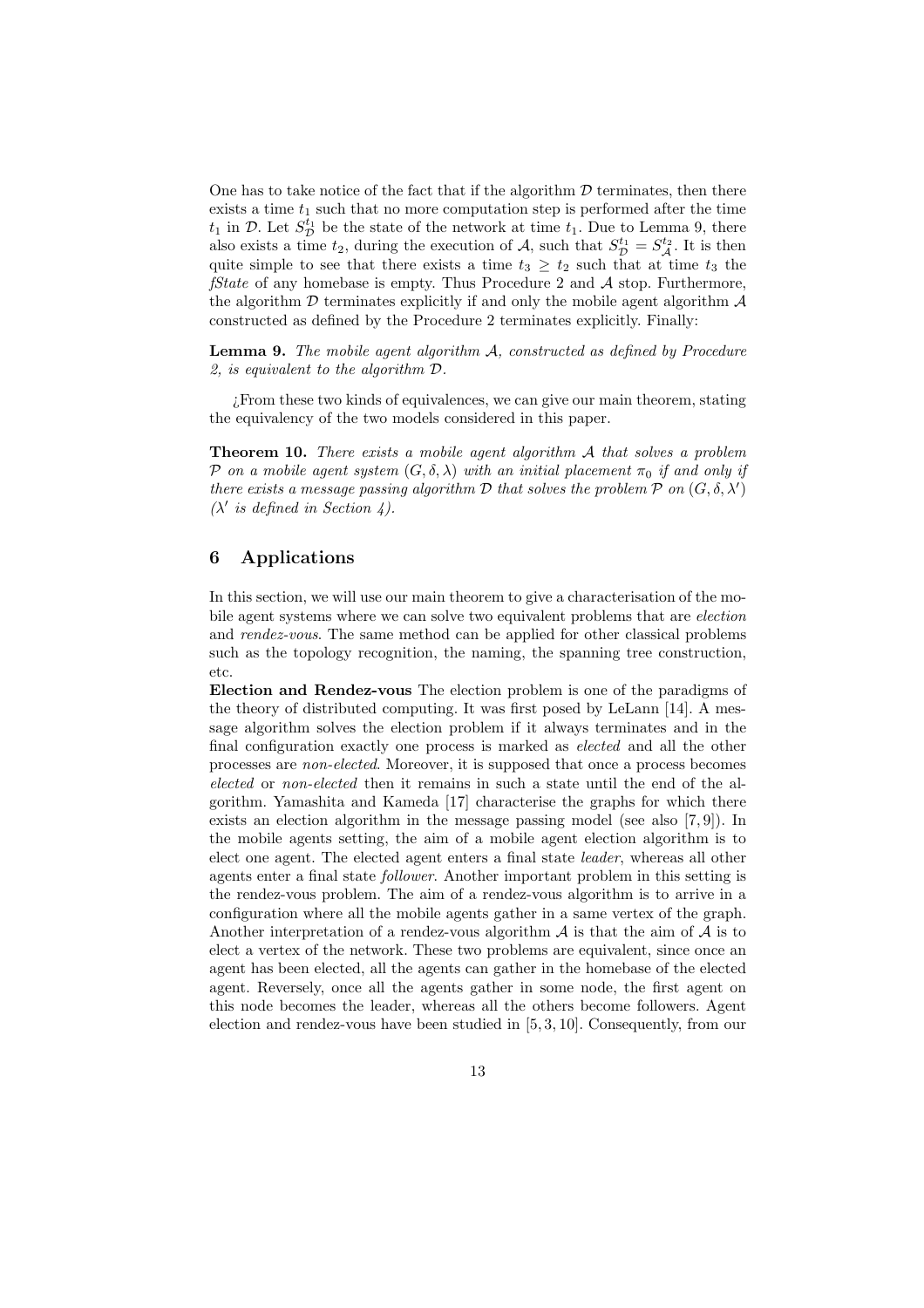One has to take notice of the fact that if the algorithm $\mathcal{D}$ terminates, then there exists a time $t_1$ such that no more computation step is performed after the time $t_1$ in $\mathcal{D}$. Let $S_{\mathcal{D}}^{t_1}$ be the state of the network at time $t_1$. Due to Lemma 9, there also exists a time $t_2$, during the execution of $\mathcal{A}$, such that $S_{\mathcal{D}}^{t_1} = S_{\mathcal{A}}^{t_2}$. It is then quite simple to see that there exists a time $t_3 \geq t_2$ such that at time $t_3$ the *fState* of any homebase is empty. Thus Procedure 2 and $\mathcal{A}$ stop. Furthermore, the algorithm $\mathcal{D}$ terminates explicitly if and only the mobile agent algorithm $\mathcal{A}$ constructed as defined by the Procedure 2 terminates explicitly. Finally:

**Lemma 9.** *The mobile agent algorithm $\mathcal{A}$, constructed as defined by Procedure 2, is equivalent to the algorithm $\mathcal{D}$.*

¿From these two kinds of equivalences, we can give our main theorem, stating the equivalency of the two models considered in this paper.

**Theorem 10.** *There exists a mobile agent algorithm $\mathcal{A}$ that solves a problem $\mathcal{P}$ on a mobile agent system $(G, \delta, \lambda)$ with an initial placement $\pi_0$ if and only if there exists a message passing algorithm $\mathcal{D}$ that solves the problem $\mathcal{P}$ on $(G, \delta, \lambda')$ ($\lambda'$ is defined in Section 4).*

## 6 Applications

In this section, we will use our main theorem to give a characterisation of the mobile agent systems where we can solve two equivalent problems that are *election* and *rendez-vous*. The same method can be applied for other classical problems such as the topology recognition, the naming, the spanning tree construction, etc.

**Election and Rendez-vous** The election problem is one of the paradigms of the theory of distributed computing. It was first posed by LeLann [14]. A message algorithm solves the election problem if it always terminates and in the final configuration exactly one process is marked as *elected* and all the other processes are *non-elected*. Moreover, it is supposed that once a process becomes *elected* or *non-elected* then it remains in such a state until the end of the algorithm. Yamashita and Kameda [17] characterise the graphs for which there exists an election algorithm in the message passing model (see also [7, 9]). In the mobile agents setting, the aim of a mobile agent election algorithm is to elect one agent. The elected agent enters a final state *leader*, whereas all other agents enter a final state *follower*. Another important problem in this setting is the rendez-vous problem. The aim of a rendez-vous algorithm is to arrive in a configuration where all the mobile agents gather in a same vertex of the graph. Another interpretation of a rendez-vous algorithm $\mathcal{A}$ is that the aim of $\mathcal{A}$ is to elect a vertex of the network. These two problems are equivalent, since once an agent has been elected, all the agents can gather in the homebase of the elected agent. Reversely, once all the agents gather in some node, the first agent on this node becomes the leader, whereas all the others become followers. Agent election and rendez-vous have been studied in [5, 3, 10]. Consequently, from our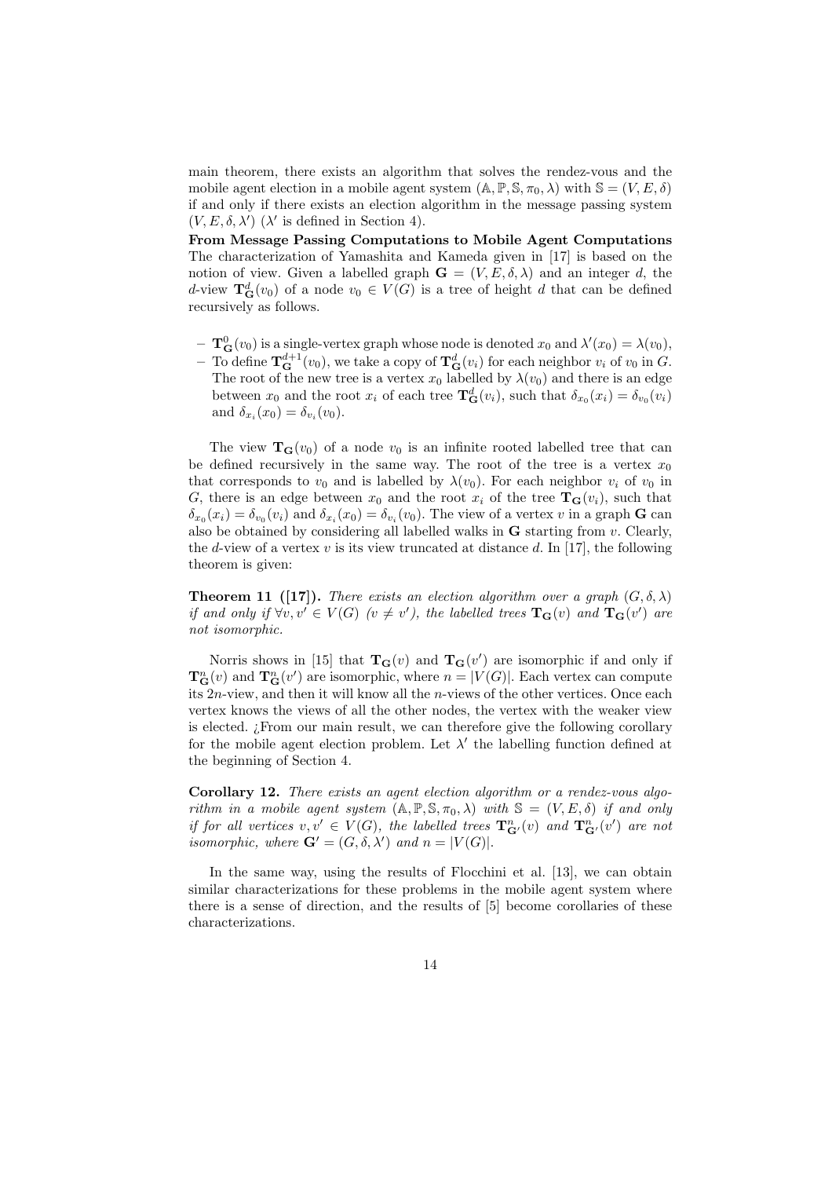main theorem, there exists an algorithm that solves the rendez-vous and the mobile agent election in a mobile agent system $(\mathbb{A}, \mathbb{P}, \mathbb{S}, \pi_0, \lambda)$ with $\mathbb{S} = (V, E, \delta)$ if and only if there exists an election algorithm in the message passing system $(V, E, \delta, \lambda')$ ($\lambda'$ is defined in Section 4).

**From Message Passing Computations to Mobile Agent Computations** The characterization of Yamashita and Kameda given in [17] is based on the notion of view. Given a labelled graph $\mathbf{G} = (V, E, \delta, \lambda)$ and an integer $d$, the $d$-view $\mathbf{T}^d_{\mathbf{G}}(v_0)$ of a node $v_0 \in V(G)$ is a tree of height $d$ that can be defined recursively as follows.

- $\mathbf{T}^0_{\mathbf{G}}(v_0)$ is a single-vertex graph whose node is denoted $x_0$ and $\lambda'(x_0) = \lambda(v_0)$,
- To define $\mathbf{T}^{d+1}_{\mathbf{G}}(v_0)$, we take a copy of $\mathbf{T}^d_{\mathbf{G}}(v_i)$ for each neighbor $v_i$ of $v_0$ in $G$. The root of the new tree is a vertex $x_0$ labelled by $\lambda(v_0)$ and there is an edge between $x_0$ and the root $x_i$ of each tree $\mathbf{T}^d_{\mathbf{G}}(v_i)$, such that $\delta_{x_0}(x_i) = \delta_{v_0}(v_i)$ and $\delta_{x_i}(x_0) = \delta_{v_i}(v_0)$.

The view $\mathbf{T}_{\mathbf{G}}(v_0)$ of a node $v_0$ is an infinite rooted labelled tree that can be defined recursively in the same way. The root of the tree is a vertex $x_0$ that corresponds to $v_0$ and is labelled by $\lambda(v_0)$. For each neighbor $v_i$ of $v_0$ in $G$, there is an edge between $x_0$ and the root $x_i$ of the tree $\mathbf{T}_{\mathbf{G}}(v_i)$, such that $\delta_{x_0}(x_i) = \delta_{v_0}(v_i)$ and $\delta_{x_i}(x_0) = \delta_{v_i}(v_0)$. The view of a vertex $v$ in a graph $\mathbf{G}$ can also be obtained by considering all labelled walks in $\mathbf{G}$ starting from $v$. Clearly, the $d$-view of a vertex $v$ is its view truncated at distance $d$. In [17], the following theorem is given:

**Theorem 11 ([17]).** *There exists an election algorithm over a graph $(G, \delta, \lambda)$ if and only if $\forall v, v' \in V(G)$ $(v \neq v')$, the labelled trees $\mathbf{T}_{\mathbf{G}}(v)$ and $\mathbf{T}_{\mathbf{G}}(v')$ are not isomorphic.*

Norris shows in [15] that $\mathbf{T}_{\mathbf{G}}(v)$ and $\mathbf{T}_{\mathbf{G}}(v')$ are isomorphic if and only if $\mathbf{T}^n_{\mathbf{G}}(v)$ and $\mathbf{T}^n_{\mathbf{G}}(v')$ are isomorphic, where $n = |V(G)|$. Each vertex can compute its $2n$-view, and then it will know all the $n$-views of the other vertices. Once each vertex knows the views of all the other nodes, the vertex with the weaker view is elected. ¿From our main result, we can therefore give the following corollary for the mobile agent election problem. Let $\lambda'$ the labelling function defined at the beginning of Section 4.

**Corollary 12.** *There exists an agent election algorithm or a rendez-vous algorithm in a mobile agent system $(\mathbb{A}, \mathbb{P}, \mathbb{S}, \pi_0, \lambda)$ with $\mathbb{S} = (V, E, \delta)$ if and only if for all vertices $v, v' \in V(G)$, the labelled trees $\mathbf{T}^n_{\mathbf{G}'}(v)$ and $\mathbf{T}^n_{\mathbf{G}'}(v')$ are not isomorphic, where $\mathbf{G}' = (G, \delta, \lambda')$ and $n = |V(G)|$.*

In the same way, using the results of Flocchini et al. [13], we can obtain similar characterizations for these problems in the mobile agent system where there is a sense of direction, and the results of [5] become corollaries of these characterizations.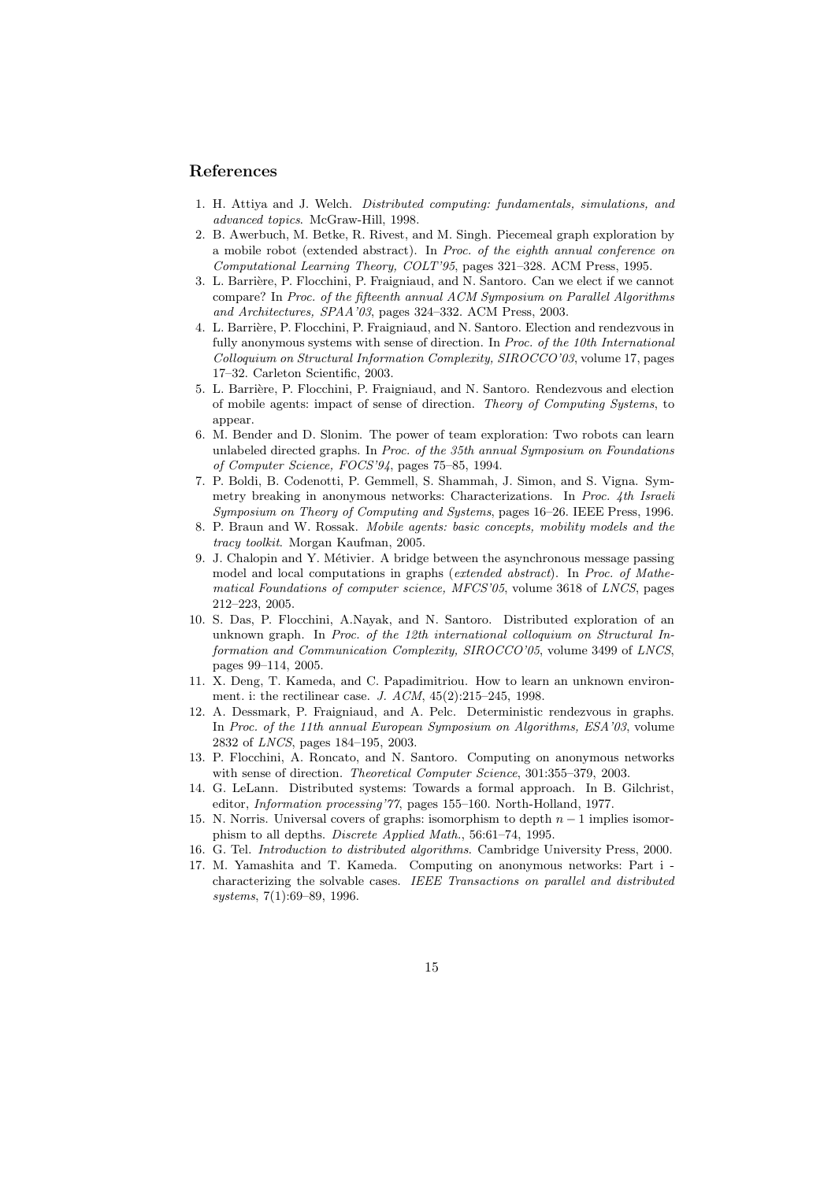## References

1. H. Attiya and J. Welch. *Distributed computing: fundamentals, simulations, and advanced topics*. McGraw-Hill, 1998.
2. B. Awerbuch, M. Betke, R. Rivest, and M. Singh. Piecemeal graph exploration by a mobile robot (extended abstract). In *Proc. of the eighth annual conference on Computational Learning Theory, COLT'95*, pages 321–328. ACM Press, 1995.
3. L. Barrière, P. Flocchini, P. Fraigniaud, and N. Santoro. Can we elect if we cannot compare? In *Proc. of the fifteenth annual ACM Symposium on Parallel Algorithms and Architectures, SPAA'03*, pages 324–332. ACM Press, 2003.
4. L. Barrière, P. Flocchini, P. Fraigniaud, and N. Santoro. Election and rendezvous in fully anonymous systems with sense of direction. In *Proc. of the 10th International Colloquium on Structural Information Complexity, SIROCCO'03*, volume 17, pages 17–32. Carleton Scientific, 2003.
5. L. Barrière, P. Flocchini, P. Fraigniaud, and N. Santoro. Rendezvous and election of mobile agents: impact of sense of direction. *Theory of Computing Systems*, to appear.
6. M. Bender and D. Slonim. The power of team exploration: Two robots can learn unlabeled directed graphs. In *Proc. of the 35th annual Symposium on Foundations of Computer Science, FOCS'94*, pages 75–85, 1994.
7. P. Boldi, B. Codenotti, P. Gemmell, S. Shammah, J. Simon, and S. Vigna. Symmetry breaking in anonymous networks: Characterizations. In *Proc. 4th Israeli Symposium on Theory of Computing and Systems*, pages 16–26. IEEE Press, 1996.
8. P. Braun and W. Rossak. *Mobile agents: basic concepts, mobility models and the tracy toolkit*. Morgan Kaufman, 2005.
9. J. Chalopin and Y. Métivier. A bridge between the asynchronous message passing model and local computations in graphs (*extended abstract*). In *Proc. of Mathematical Foundations of computer science, MFCS'05*, volume 3618 of *LNCS*, pages 212–223, 2005.
10. S. Das, P. Flocchini, A.Nayak, and N. Santoro. Distributed exploration of an unknown graph. In *Proc. of the 12th international colloquium on Structural Information and Communication Complexity, SIROCCO'05*, volume 3499 of *LNCS*, pages 99–114, 2005.
11. X. Deng, T. Kameda, and C. Papadimitriou. How to learn an unknown environment. i: the rectilinear case. *J. ACM*, 45(2):215–245, 1998.
12. A. Dessmark, P. Fraigniaud, and A. Pelc. Deterministic rendezvous in graphs. In *Proc. of the 11th annual European Symposium on Algorithms, ESA'03*, volume 2832 of *LNCS*, pages 184–195, 2003.
13. P. Flocchini, A. Roncato, and N. Santoro. Computing on anonymous networks with sense of direction. *Theoretical Computer Science*, 301:355–379, 2003.
14. G. LeLann. Distributed systems: Towards a formal approach. In B. Gilchrist, editor, *Information processing'77*, pages 155–160. North-Holland, 1977.
15. N. Norris. Universal covers of graphs: isomorphism to depth $n-1$ implies isomorphism to all depths. *Discrete Applied Math.*, 56:61–74, 1995.
16. G. Tel. *Introduction to distributed algorithms*. Cambridge University Press, 2000.
17. M. Yamashita and T. Kameda. Computing on anonymous networks: Part i - characterizing the solvable cases. *IEEE Transactions on parallel and distributed systems*, 7(1):69–89, 1996.